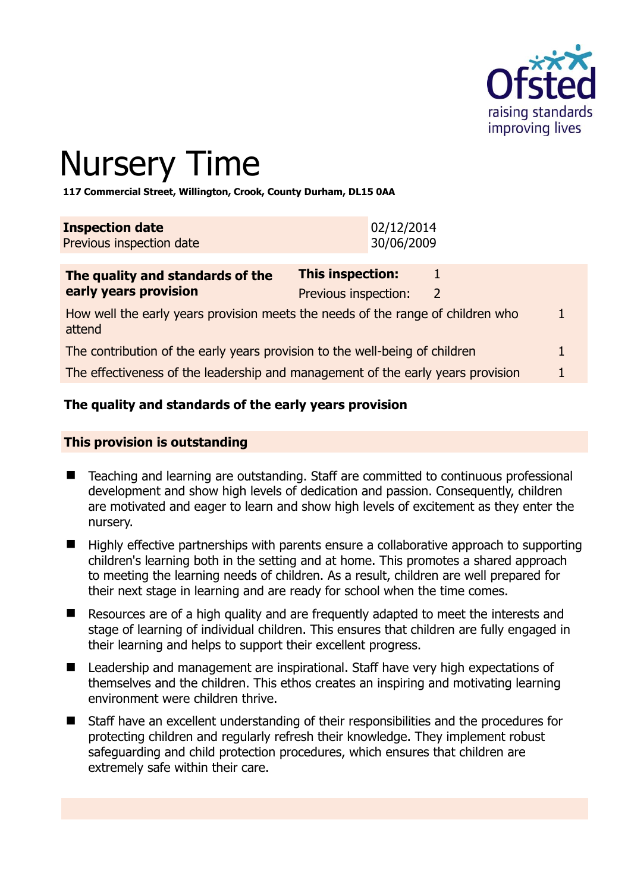# Nursery Time

**117 Commercial Street, Willington, Crook, County Durham, DL15 0AA**

| **Inspection date** | 02/12/2014 |
|---|---|
| Previous inspection date | 30/06/2009 |

| **The quality and standards of the early years provision** | **This inspection:** | 1 |
|---|---|---|
| | Previous inspection: | 2 |
| How well the early years provision meets the needs of the range of children who attend | | 1 |
| The contribution of the early years provision to the well-being of children | | 1 |
| The effectiveness of the leadership and management of the early years provision | | 1 |

### The quality and standards of the early years provision

**This provision is outstanding**

- Teaching and learning are outstanding. Staff are committed to continuous professional development and show high levels of dedication and passion. Consequently, children are motivated and eager to learn and show high levels of excitement as they enter the nursery.
- Highly effective partnerships with parents ensure a collaborative approach to supporting children's learning both in the setting and at home. This promotes a shared approach to meeting the learning needs of children. As a result, children are well prepared for their next stage in learning and are ready for school when the time comes.
- Resources are of a high quality and are frequently adapted to meet the interests and stage of learning of individual children. This ensures that children are fully engaged in their learning and helps to support their excellent progress.
- Leadership and management are inspirational. Staff have very high expectations of themselves and the children. This ethos creates an inspiring and motivating learning environment were children thrive.
- Staff have an excellent understanding of their responsibilities and the procedures for protecting children and regularly refresh their knowledge. They implement robust safeguarding and child protection procedures, which ensures that children are extremely safe within their care.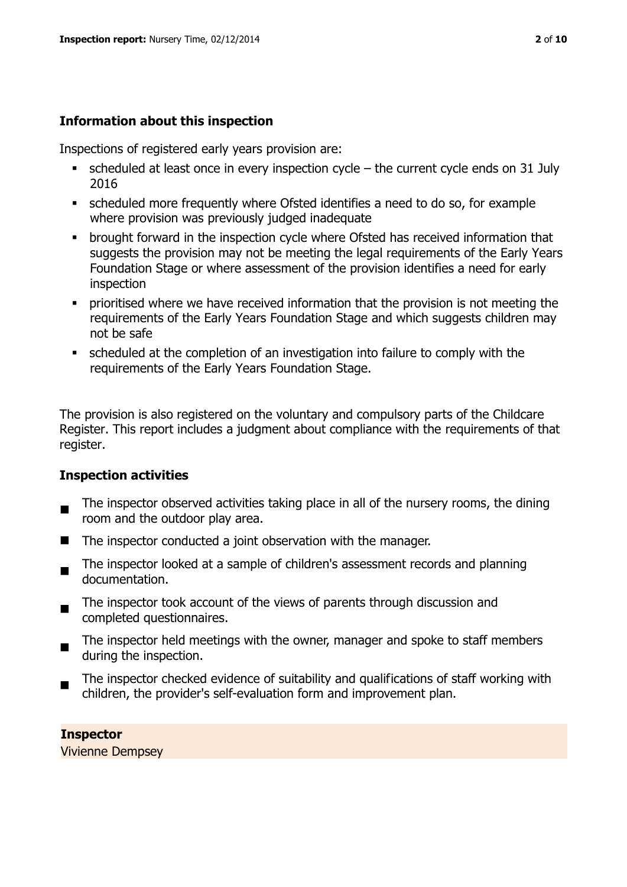## Information about this inspection

Inspections of registered early years provision are:

- scheduled at least once in every inspection cycle – the current cycle ends on 31 July 2016
- scheduled more frequently where Ofsted identifies a need to do so, for example where provision was previously judged inadequate
- brought forward in the inspection cycle where Ofsted has received information that suggests the provision may not be meeting the legal requirements of the Early Years Foundation Stage or where assessment of the provision identifies a need for early inspection
- prioritised where we have received information that the provision is not meeting the requirements of the Early Years Foundation Stage and which suggests children may not be safe
- scheduled at the completion of an investigation into failure to comply with the requirements of the Early Years Foundation Stage.

The provision is also registered on the voluntary and compulsory parts of the Childcare Register. This report includes a judgment about compliance with the requirements of that register.

## Inspection activities

- The inspector observed activities taking place in all of the nursery rooms, the dining room and the outdoor play area.
- The inspector conducted a joint observation with the manager.
- The inspector looked at a sample of children's assessment records and planning documentation.
- The inspector took account of the views of parents through discussion and completed questionnaires.
- The inspector held meetings with the owner, manager and spoke to staff members during the inspection.
- The inspector checked evidence of suitability and qualifications of staff working with children, the provider's self-evaluation form and improvement plan.

**Inspector**

Vivienne Dempsey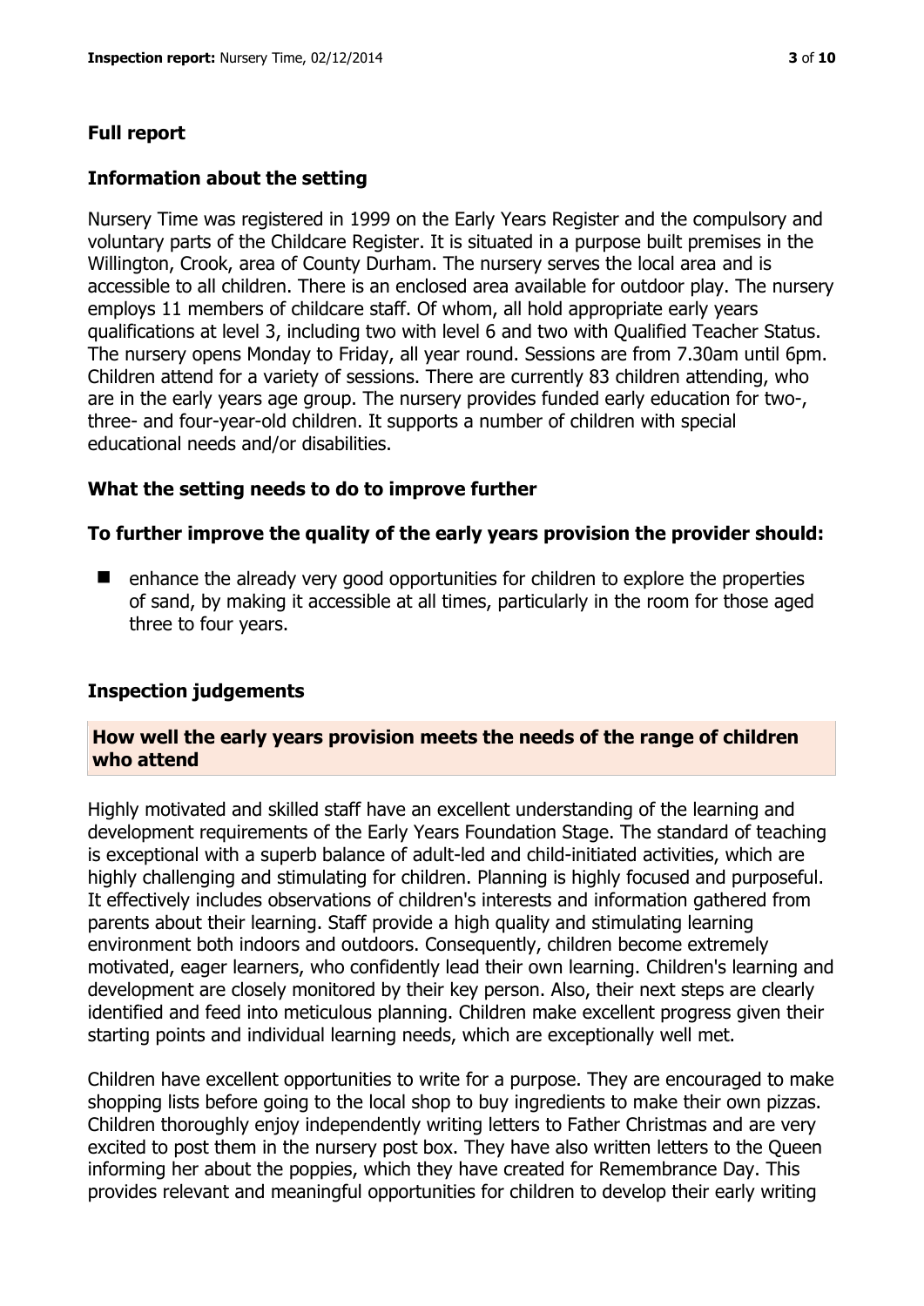## Full report

### Information about the setting

Nursery Time was registered in 1999 on the Early Years Register and the compulsory and voluntary parts of the Childcare Register. It is situated in a purpose built premises in the Willington, Crook, area of County Durham. The nursery serves the local area and is accessible to all children. There is an enclosed area available for outdoor play. The nursery employs 11 members of childcare staff. Of whom, all hold appropriate early years qualifications at level 3, including two with level 6 and two with Qualified Teacher Status. The nursery opens Monday to Friday, all year round. Sessions are from 7.30am until 6pm. Children attend for a variety of sessions. There are currently 83 children attending, who are in the early years age group. The nursery provides funded early education for two-, three- and four-year-old children. It supports a number of children with special educational needs and/or disabilities.

### What the setting needs to do to improve further

#### To further improve the quality of the early years provision the provider should:

- enhance the already very good opportunities for children to explore the properties of sand, by making it accessible at all times, particularly in the room for those aged three to four years.

### Inspection judgements

#### How well the early years provision meets the needs of the range of children who attend

Highly motivated and skilled staff have an excellent understanding of the learning and development requirements of the Early Years Foundation Stage. The standard of teaching is exceptional with a superb balance of adult-led and child-initiated activities, which are highly challenging and stimulating for children. Planning is highly focused and purposeful. It effectively includes observations of children's interests and information gathered from parents about their learning. Staff provide a high quality and stimulating learning environment both indoors and outdoors. Consequently, children become extremely motivated, eager learners, who confidently lead their own learning. Children's learning and development are closely monitored by their key person. Also, their next steps are clearly identified and feed into meticulous planning. Children make excellent progress given their starting points and individual learning needs, which are exceptionally well met.

Children have excellent opportunities to write for a purpose. They are encouraged to make shopping lists before going to the local shop to buy ingredients to make their own pizzas. Children thoroughly enjoy independently writing letters to Father Christmas and are very excited to post them in the nursery post box. They have also written letters to the Queen informing her about the poppies, which they have created for Remembrance Day. This provides relevant and meaningful opportunities for children to develop their early writing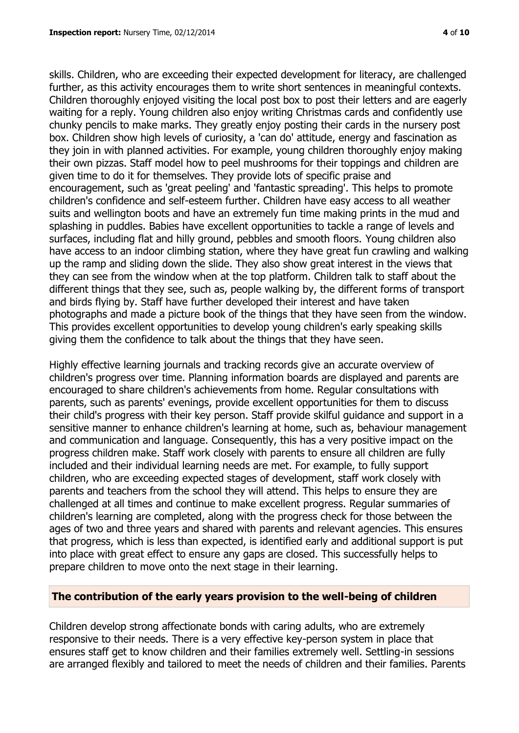skills. Children, who are exceeding their expected development for literacy, are challenged further, as this activity encourages them to write short sentences in meaningful contexts. Children thoroughly enjoyed visiting the local post box to post their letters and are eagerly waiting for a reply. Young children also enjoy writing Christmas cards and confidently use chunky pencils to make marks. They greatly enjoy posting their cards in the nursery post box. Children show high levels of curiosity, a 'can do' attitude, energy and fascination as they join in with planned activities. For example, young children thoroughly enjoy making their own pizzas. Staff model how to peel mushrooms for their toppings and children are given time to do it for themselves. They provide lots of specific praise and encouragement, such as 'great peeling' and 'fantastic spreading'. This helps to promote children's confidence and self-esteem further. Children have easy access to all weather suits and wellington boots and have an extremely fun time making prints in the mud and splashing in puddles. Babies have excellent opportunities to tackle a range of levels and surfaces, including flat and hilly ground, pebbles and smooth floors. Young children also have access to an indoor climbing station, where they have great fun crawling and walking up the ramp and sliding down the slide. They also show great interest in the views that they can see from the window when at the top platform. Children talk to staff about the different things that they see, such as, people walking by, the different forms of transport and birds flying by. Staff have further developed their interest and have taken photographs and made a picture book of the things that they have seen from the window. This provides excellent opportunities to develop young children's early speaking skills giving them the confidence to talk about the things that they have seen.

Highly effective learning journals and tracking records give an accurate overview of children's progress over time. Planning information boards are displayed and parents are encouraged to share children's achievements from home. Regular consultations with parents, such as parents' evenings, provide excellent opportunities for them to discuss their child's progress with their key person. Staff provide skilful guidance and support in a sensitive manner to enhance children's learning at home, such as, behaviour management and communication and language. Consequently, this has a very positive impact on the progress children make. Staff work closely with parents to ensure all children are fully included and their individual learning needs are met. For example, to fully support children, who are exceeding expected stages of development, staff work closely with parents and teachers from the school they will attend. This helps to ensure they are challenged at all times and continue to make excellent progress. Regular summaries of children's learning are completed, along with the progress check for those between the ages of two and three years and shared with parents and relevant agencies. This ensures that progress, which is less than expected, is identified early and additional support is put into place with great effect to ensure any gaps are closed. This successfully helps to prepare children to move onto the next stage in their learning.

## The contribution of the early years provision to the well-being of children

Children develop strong affectionate bonds with caring adults, who are extremely responsive to their needs. There is a very effective key-person system in place that ensures staff get to know children and their families extremely well. Settling-in sessions are arranged flexibly and tailored to meet the needs of children and their families. Parents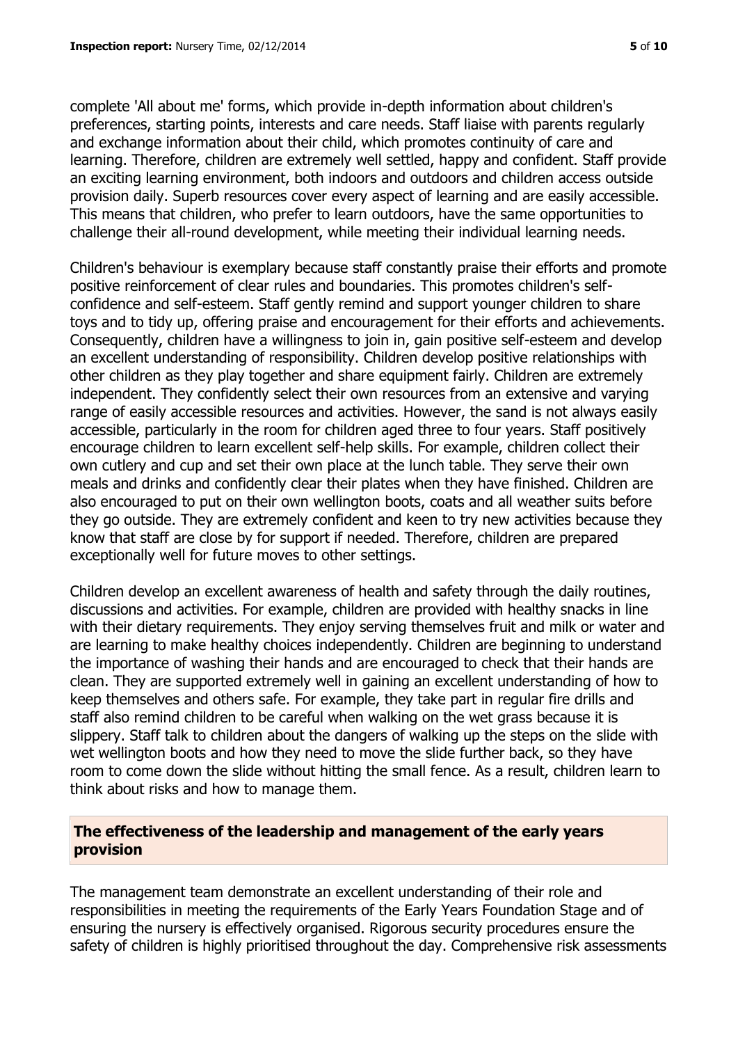complete 'All about me' forms, which provide in-depth information about children's preferences, starting points, interests and care needs. Staff liaise with parents regularly and exchange information about their child, which promotes continuity of care and learning. Therefore, children are extremely well settled, happy and confident. Staff provide an exciting learning environment, both indoors and outdoors and children access outside provision daily. Superb resources cover every aspect of learning and are easily accessible. This means that children, who prefer to learn outdoors, have the same opportunities to challenge their all-round development, while meeting their individual learning needs.

Children's behaviour is exemplary because staff constantly praise their efforts and promote positive reinforcement of clear rules and boundaries. This promotes children's self-confidence and self-esteem. Staff gently remind and support younger children to share toys and to tidy up, offering praise and encouragement for their efforts and achievements. Consequently, children have a willingness to join in, gain positive self-esteem and develop an excellent understanding of responsibility. Children develop positive relationships with other children as they play together and share equipment fairly. Children are extremely independent. They confidently select their own resources from an extensive and varying range of easily accessible resources and activities. However, the sand is not always easily accessible, particularly in the room for children aged three to four years. Staff positively encourage children to learn excellent self-help skills. For example, children collect their own cutlery and cup and set their own place at the lunch table. They serve their own meals and drinks and confidently clear their plates when they have finished. Children are also encouraged to put on their own wellington boots, coats and all weather suits before they go outside. They are extremely confident and keen to try new activities because they know that staff are close by for support if needed. Therefore, children are prepared exceptionally well for future moves to other settings.

Children develop an excellent awareness of health and safety through the daily routines, discussions and activities. For example, children are provided with healthy snacks in line with their dietary requirements. They enjoy serving themselves fruit and milk or water and are learning to make healthy choices independently. Children are beginning to understand the importance of washing their hands and are encouraged to check that their hands are clean. They are supported extremely well in gaining an excellent understanding of how to keep themselves and others safe. For example, they take part in regular fire drills and staff also remind children to be careful when walking on the wet grass because it is slippery. Staff talk to children about the dangers of walking up the steps on the slide with wet wellington boots and how they need to move the slide further back, so they have room to come down the slide without hitting the small fence. As a result, children learn to think about risks and how to manage them.

## The effectiveness of the leadership and management of the early years provision

The management team demonstrate an excellent understanding of their role and responsibilities in meeting the requirements of the Early Years Foundation Stage and of ensuring the nursery is effectively organised. Rigorous security procedures ensure the safety of children is highly prioritised throughout the day. Comprehensive risk assessments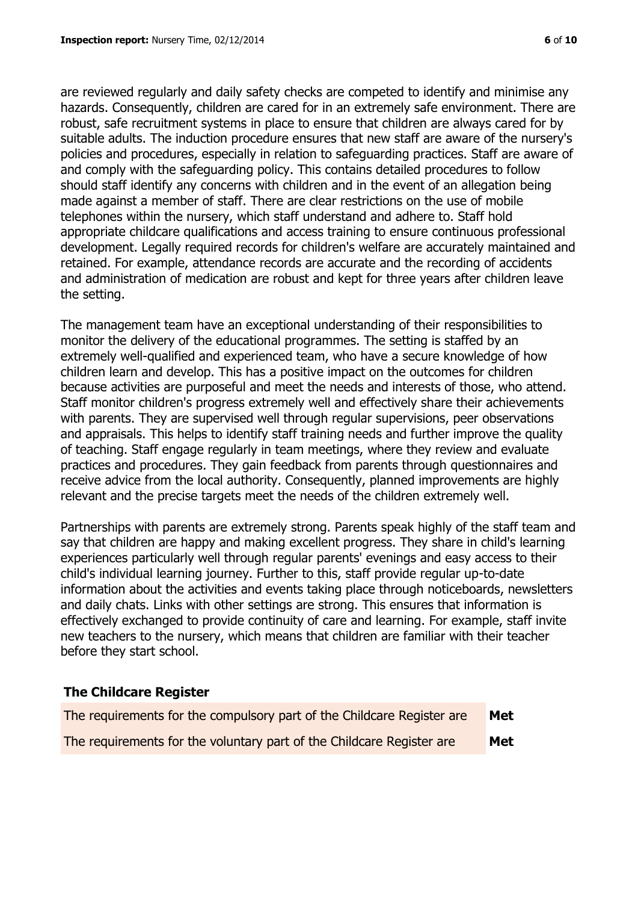are reviewed regularly and daily safety checks are competed to identify and minimise any hazards. Consequently, children are cared for in an extremely safe environment. There are robust, safe recruitment systems in place to ensure that children are always cared for by suitable adults. The induction procedure ensures that new staff are aware of the nursery's policies and procedures, especially in relation to safeguarding practices. Staff are aware of and comply with the safeguarding policy. This contains detailed procedures to follow should staff identify any concerns with children and in the event of an allegation being made against a member of staff. There are clear restrictions on the use of mobile telephones within the nursery, which staff understand and adhere to. Staff hold appropriate childcare qualifications and access training to ensure continuous professional development. Legally required records for children's welfare are accurately maintained and retained. For example, attendance records are accurate and the recording of accidents and administration of medication are robust and kept for three years after children leave the setting.

The management team have an exceptional understanding of their responsibilities to monitor the delivery of the educational programmes. The setting is staffed by an extremely well-qualified and experienced team, who have a secure knowledge of how children learn and develop. This has a positive impact on the outcomes for children because activities are purposeful and meet the needs and interests of those, who attend. Staff monitor children's progress extremely well and effectively share their achievements with parents. They are supervised well through regular supervisions, peer observations and appraisals. This helps to identify staff training needs and further improve the quality of teaching. Staff engage regularly in team meetings, where they review and evaluate practices and procedures. They gain feedback from parents through questionnaires and receive advice from the local authority. Consequently, planned improvements are highly relevant and the precise targets meet the needs of the children extremely well.

Partnerships with parents are extremely strong. Parents speak highly of the staff team and say that children are happy and making excellent progress. They share in child's learning experiences particularly well through regular parents' evenings and easy access to their child's individual learning journey. Further to this, staff provide regular up-to-date information about the activities and events taking place through noticeboards, newsletters and daily chats. Links with other settings are strong. This ensures that information is effectively exchanged to provide continuity of care and learning. For example, staff invite new teachers to the nursery, which means that children are familiar with their teacher before they start school.

## The Childcare Register

| | |
|---|---|
| The requirements for the compulsory part of the Childcare Register are | **Met** |
| The requirements for the voluntary part of the Childcare Register are | **Met** |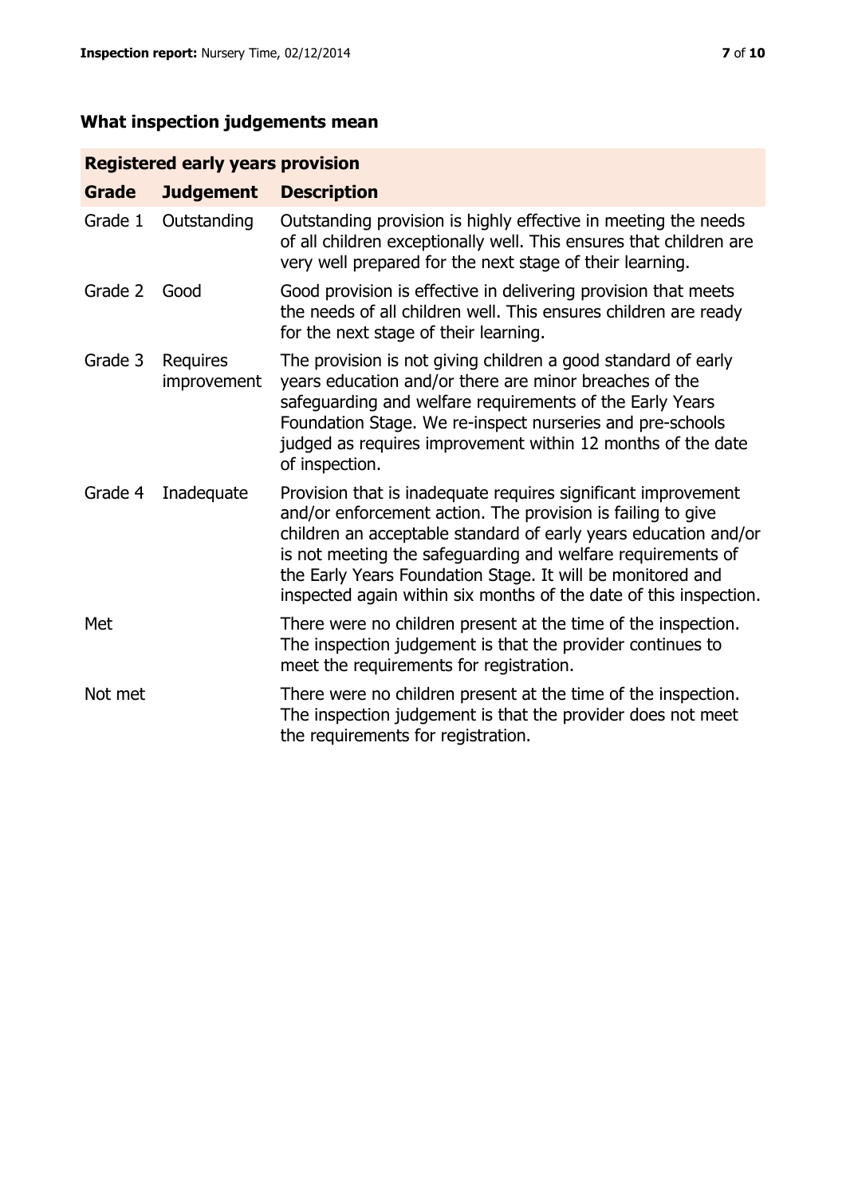## What inspection judgements mean

| Registered early years provision | | |
|---|---|---|
| **Grade** | **Judgement** | **Description** |
| Grade 1 | Outstanding | Outstanding provision is highly effective in meeting the needs of all children exceptionally well. This ensures that children are very well prepared for the next stage of their learning. |
| Grade 2 | Good | Good provision is effective in delivering provision that meets the needs of all children well. This ensures children are ready for the next stage of their learning. |
| Grade 3 | Requires improvement | The provision is not giving children a good standard of early years education and/or there are minor breaches of the safeguarding and welfare requirements of the Early Years Foundation Stage. We re-inspect nurseries and pre-schools judged as requires improvement within 12 months of the date of inspection. |
| Grade 4 | Inadequate | Provision that is inadequate requires significant improvement and/or enforcement action. The provision is failing to give children an acceptable standard of early years education and/or is not meeting the safeguarding and welfare requirements of the Early Years Foundation Stage. It will be monitored and inspected again within six months of the date of this inspection. |
| Met | | There were no children present at the time of the inspection. The inspection judgement is that the provider continues to meet the requirements for registration. |
| Not met | | There were no children present at the time of the inspection. The inspection judgement is that the provider does not meet the requirements for registration. |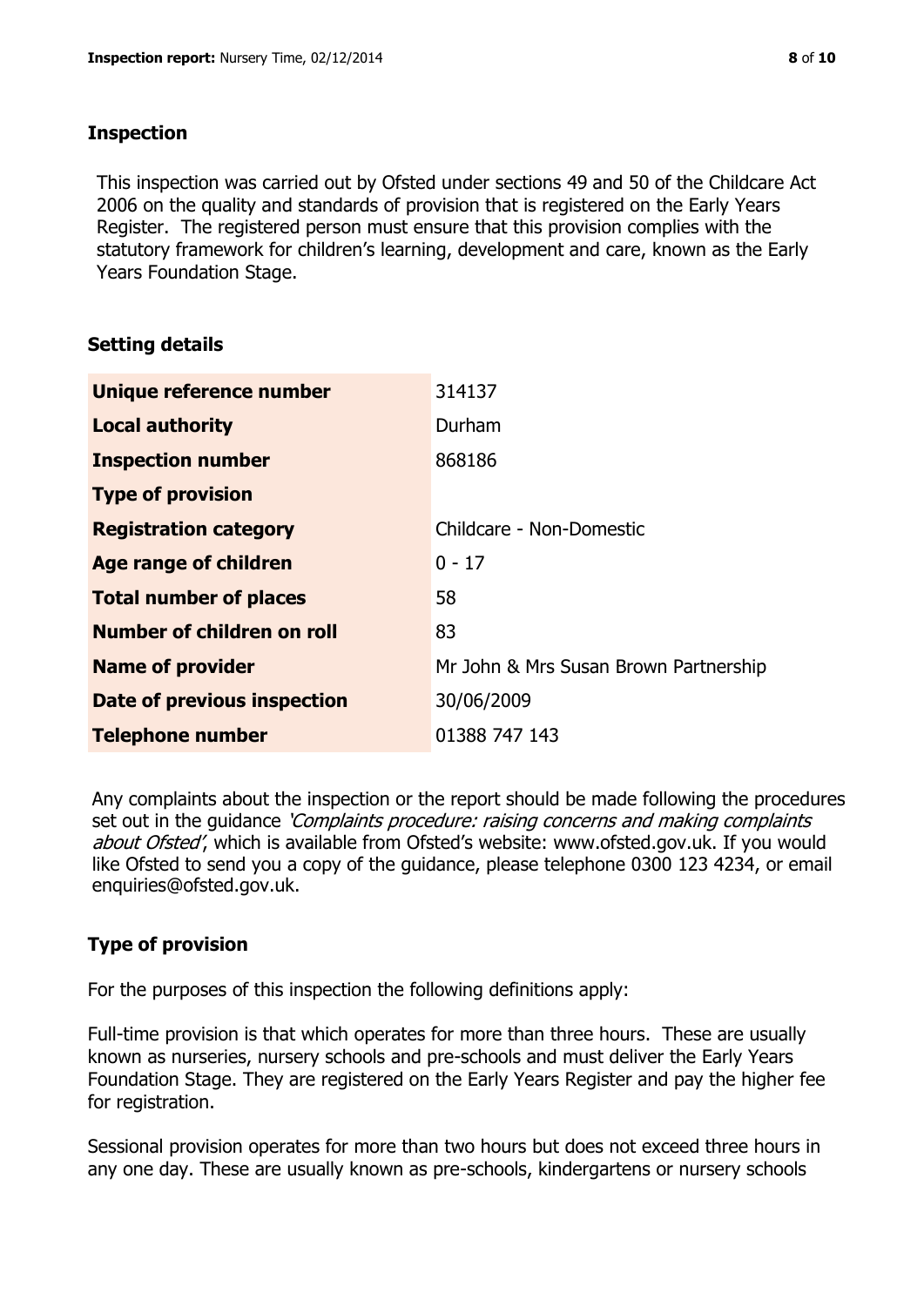## Inspection

This inspection was carried out by Ofsted under sections 49 and 50 of the Childcare Act 2006 on the quality and standards of provision that is registered on the Early Years Register. The registered person must ensure that this provision complies with the statutory framework for children's learning, development and care, known as the Early Years Foundation Stage.

## Setting details

| | |
|---|---|
| **Unique reference number** | 314137 |
| **Local authority** | Durham |
| **Inspection number** | 868186 |
| **Type of provision** | |
| **Registration category** | Childcare - Non-Domestic |
| **Age range of children** | 0 - 17 |
| **Total number of places** | 58 |
| **Number of children on roll** | 83 |
| **Name of provider** | Mr John & Mrs Susan Brown Partnership |
| **Date of previous inspection** | 30/06/2009 |
| **Telephone number** | 01388 747 143 |

Any complaints about the inspection or the report should be made following the procedures set out in the guidance *'Complaints procedure: raising concerns and making complaints about Ofsted'*, which is available from Ofsted's website: www.ofsted.gov.uk. If you would like Ofsted to send you a copy of the guidance, please telephone 0300 123 4234, or email enquiries@ofsted.gov.uk.

## Type of provision

For the purposes of this inspection the following definitions apply:

Full-time provision is that which operates for more than three hours. These are usually known as nurseries, nursery schools and pre-schools and must deliver the Early Years Foundation Stage. They are registered on the Early Years Register and pay the higher fee for registration.

Sessional provision operates for more than two hours but does not exceed three hours in any one day. These are usually known as pre-schools, kindergartens or nursery schools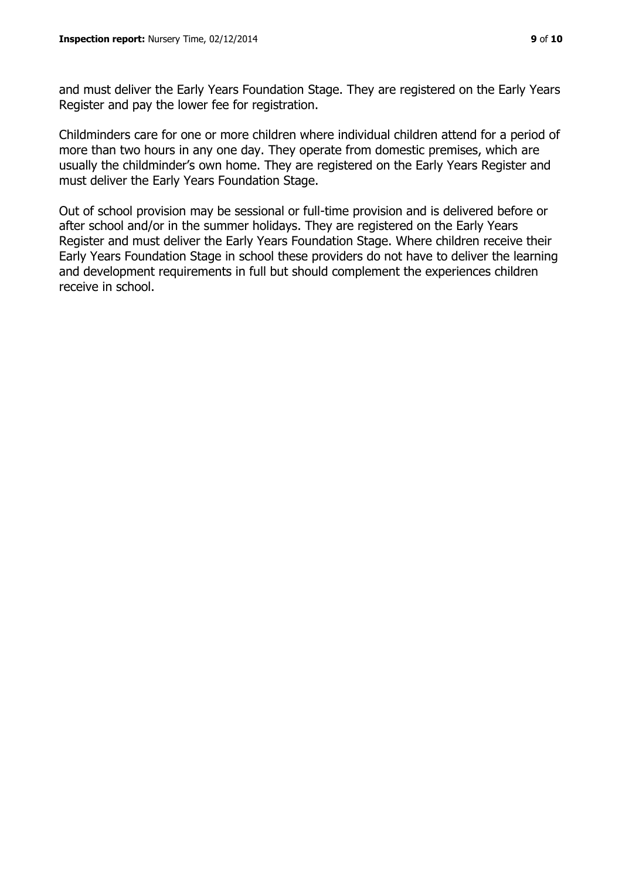and must deliver the Early Years Foundation Stage. They are registered on the Early Years Register and pay the lower fee for registration.

Childminders care for one or more children where individual children attend for a period of more than two hours in any one day. They operate from domestic premises, which are usually the childminder's own home. They are registered on the Early Years Register and must deliver the Early Years Foundation Stage.

Out of school provision may be sessional or full-time provision and is delivered before or after school and/or in the summer holidays. They are registered on the Early Years Register and must deliver the Early Years Foundation Stage. Where children receive their Early Years Foundation Stage in school these providers do not have to deliver the learning and development requirements in full but should complement the experiences children receive in school.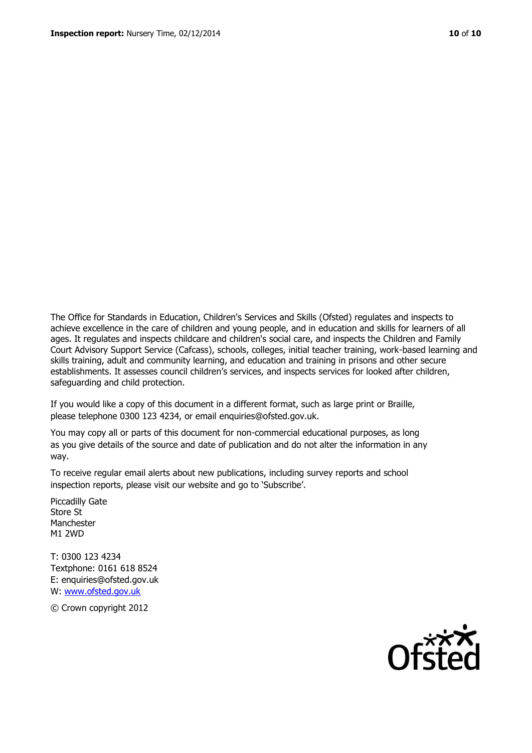The Office for Standards in Education, Children's Services and Skills (Ofsted) regulates and inspects to achieve excellence in the care of children and young people, and in education and skills for learners of all ages. It regulates and inspects childcare and children's social care, and inspects the Children and Family Court Advisory Support Service (Cafcass), schools, colleges, initial teacher training, work-based learning and skills training, adult and community learning, and education and training in prisons and other secure establishments. It assesses council children's services, and inspects services for looked after children, safeguarding and child protection.

If you would like a copy of this document in a different format, such as large print or Braille, please telephone 0300 123 4234, or email enquiries@ofsted.gov.uk.

You may copy all or parts of this document for non-commercial educational purposes, as long as you give details of the source and date of publication and do not alter the information in any way.

To receive regular email alerts about new publications, including survey reports and school inspection reports, please visit our website and go to 'Subscribe'.

Piccadilly Gate
Store St
Manchester
M1 2WD

T: 0300 123 4234
Textphone: 0161 618 8524
E: enquiries@ofsted.gov.uk
W: [www.ofsted.gov.uk](http://www.ofsted.gov.uk)

© Crown copyright 2012

Ofsted